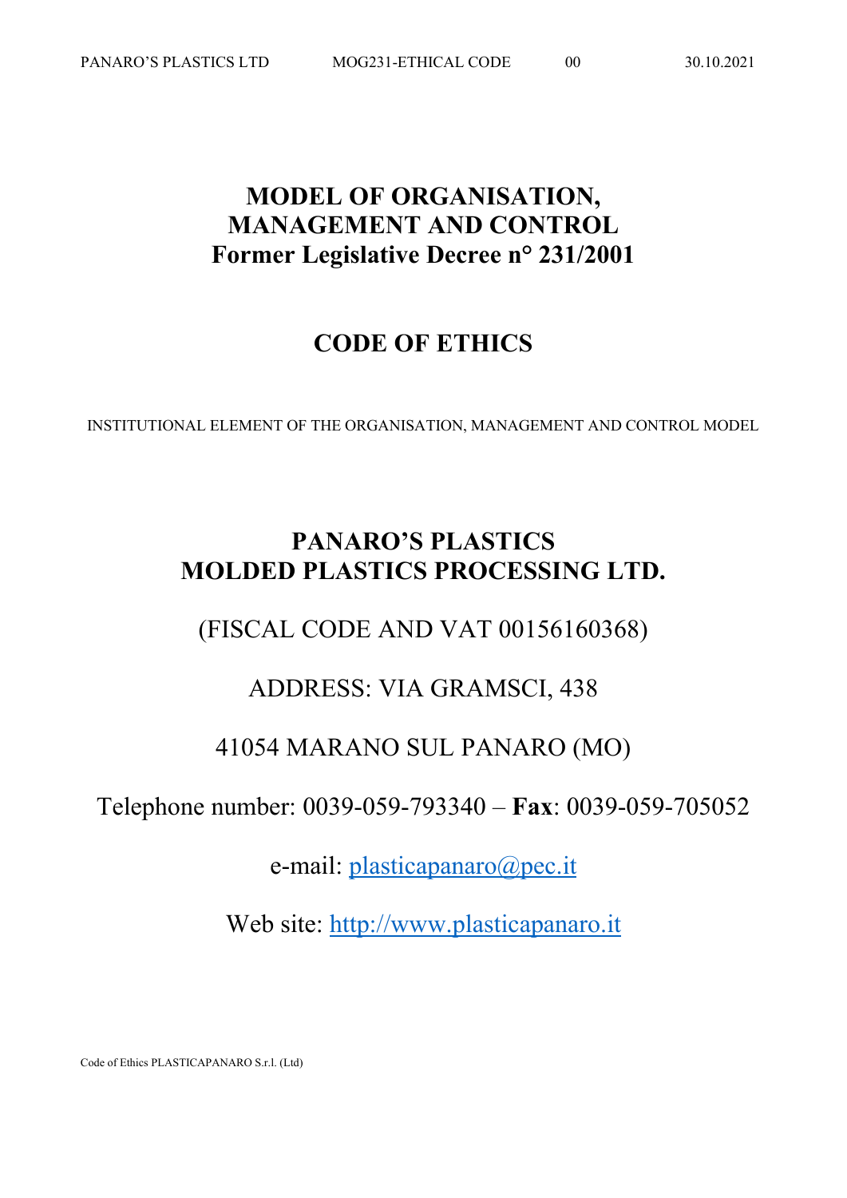# MODEL OF ORGANISATION, MANAGEMENT AND CONTROL
# Former Legislative Decree n° 231/2001

## CODE OF ETHICS

INSTITUTIONAL ELEMENT OF THE ORGANISATION, MANAGEMENT AND CONTROL MODEL

## PANARO'S PLASTICS
## MOLDED PLASTICS PROCESSING LTD.

(FISCAL CODE AND VAT 00156160368)

ADDRESS: VIA GRAMSCI, 438

41054 MARANO SUL PANARO (MO)

Telephone number: 0039-059-793340 – **Fax**: 0039-059-705052

e-mail: plasticapanaro@pec.it

Web site: http://www.plasticapanaro.it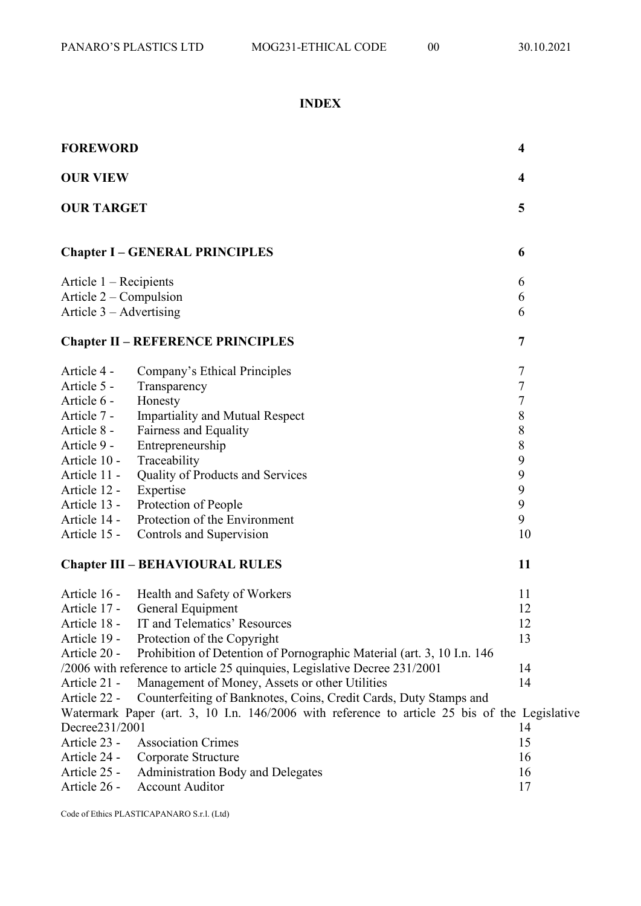# INDEX

| | |
|---|---|
| **FOREWORD** | **4** |
| **OUR VIEW** | **4** |
| **OUR TARGET** | **5** |
| **Chapter I – GENERAL PRINCIPLES** | **6** |
| Article 1 – Recipients | 6 |
| Article 2 – Compulsion | 6 |
| Article 3 – Advertising | 6 |
| **Chapter II – REFERENCE PRINCIPLES** | **7** |
| Article 4 - Company's Ethical Principles | 7 |
| Article 5 - Transparency | 7 |
| Article 6 - Honesty | 7 |
| Article 7 - Impartiality and Mutual Respect | 8 |
| Article 8 - Fairness and Equality | 8 |
| Article 9 - Entrepreneurship | 8 |
| Article 10 - Traceability | 9 |
| Article 11 - Quality of Products and Services | 9 |
| Article 12 - Expertise | 9 |
| Article 13 - Protection of People | 9 |
| Article 14 - Protection of the Environment | 9 |
| Article 15 - Controls and Supervision | 10 |
| **Chapter III – BEHAVIOURAL RULES** | **11** |
| Article 16 - Health and Safety of Workers | 11 |
| Article 17 - General Equipment | 12 |
| Article 18 - IT and Telematics' Resources | 12 |
| Article 19 - Protection of the Copyright | 13 |
| Article 20 - Prohibition of Detention of Pornographic Material (art. 3, 10 I.n. 146 /2006 with reference to article 25 quinquies, Legislative Decree 231/2001 | 14 |
| Article 21 - Management of Money, Assets or other Utilities | 14 |
| Article 22 - Counterfeiting of Banknotes, Coins, Credit Cards, Duty Stamps and Watermark Paper (art. 3, 10 I.n. 146/2006 with reference to article 25 bis of the Legislative Decree231/2001 | 14 |
| Article 23 - Association Crimes | 15 |
| Article 24 - Corporate Structure | 16 |
| Article 25 - Administration Body and Delegates | 16 |
| Article 26 - Account Auditor | 17 |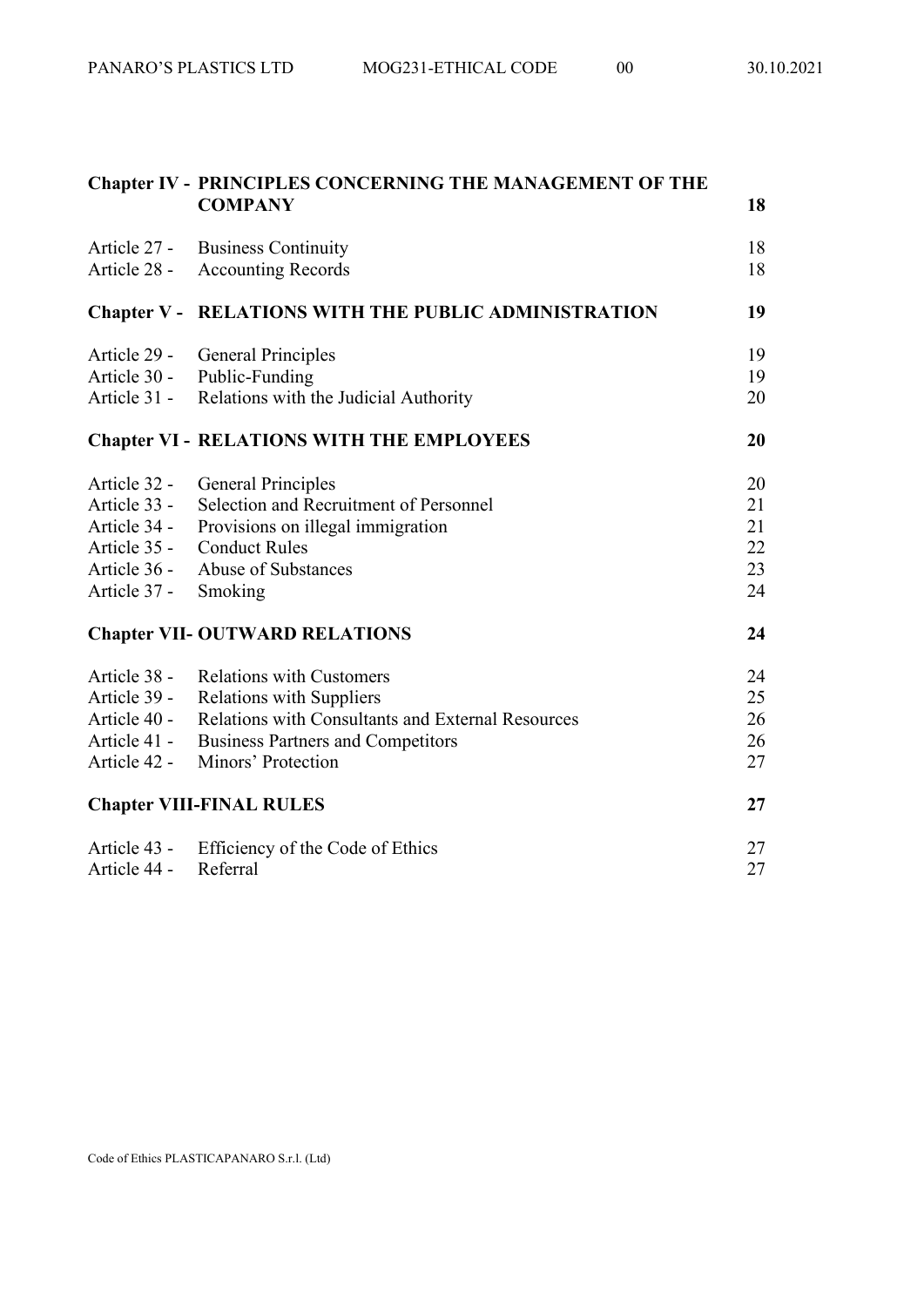| | | |
|---|---|---|
| **Chapter IV -** | **PRINCIPLES CONCERNING THE MANAGEMENT OF THE COMPANY** | **18** |
| Article 27 - | Business Continuity | 18 |
| Article 28 - | Accounting Records | 18 |
| **Chapter V -** | **RELATIONS WITH THE PUBLIC ADMINISTRATION** | **19** |
| Article 29 - | General Principles | 19 |
| Article 30 - | Public-Funding | 19 |
| Article 31 - | Relations with the Judicial Authority | 20 |
| **Chapter VI -** | **RELATIONS WITH THE EMPLOYEES** | **20** |
| Article 32 - | General Principles | 20 |
| Article 33 - | Selection and Recruitment of Personnel | 21 |
| Article 34 - | Provisions on illegal immigration | 21 |
| Article 35 - | Conduct Rules | 22 |
| Article 36 - | Abuse of Substances | 23 |
| Article 37 - | Smoking | 24 |
| **Chapter VII-** | **OUTWARD RELATIONS** | **24** |
| Article 38 - | Relations with Customers | 24 |
| Article 39 - | Relations with Suppliers | 25 |
| Article 40 - | Relations with Consultants and External Resources | 26 |
| Article 41 - | Business Partners and Competitors | 26 |
| Article 42 - | Minors' Protection | 27 |
| **Chapter VIII-** | **FINAL RULES** | **27** |
| Article 43 - | Efficiency of the Code of Ethics | 27 |
| Article 44 - | Referral | 27 |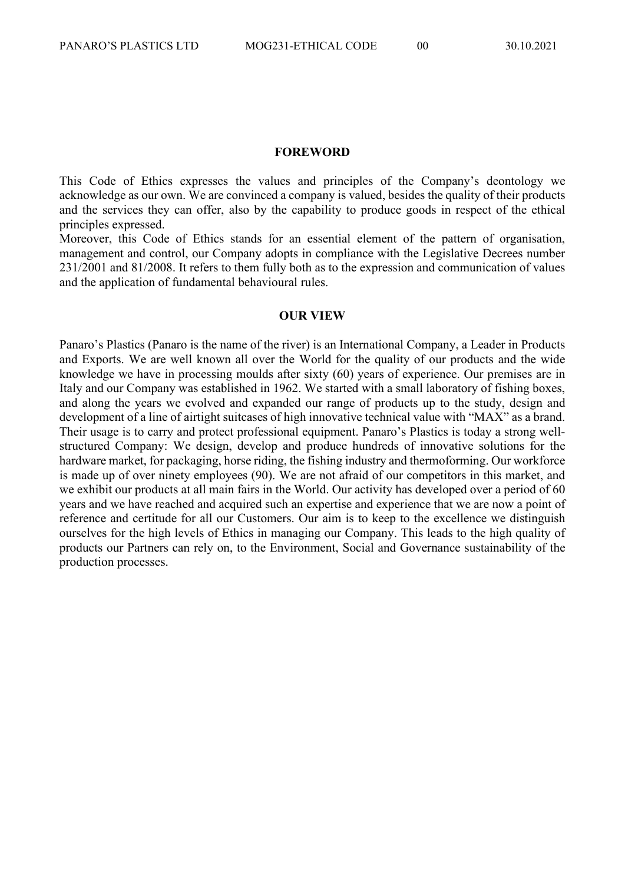## FOREWORD

This Code of Ethics expresses the values and principles of the Company's deontology we acknowledge as our own. We are convinced a company is valued, besides the quality of their products and the services they can offer, also by the capability to produce goods in respect of the ethical principles expressed.

Moreover, this Code of Ethics stands for an essential element of the pattern of organisation, management and control, our Company adopts in compliance with the Legislative Decrees number 231/2001 and 81/2008. It refers to them fully both as to the expression and communication of values and the application of fundamental behavioural rules.

## OUR VIEW

Panaro's Plastics (Panaro is the name of the river) is an International Company, a Leader in Products and Exports. We are well known all over the World for the quality of our products and the wide knowledge we have in processing moulds after sixty (60) years of experience. Our premises are in Italy and our Company was established in 1962. We started with a small laboratory of fishing boxes, and along the years we evolved and expanded our range of products up to the study, design and development of a line of airtight suitcases of high innovative technical value with "MAX" as a brand. Their usage is to carry and protect professional equipment. Panaro's Plastics is today a strong well-structured Company: We design, develop and produce hundreds of innovative solutions for the hardware market, for packaging, horse riding, the fishing industry and thermoforming. Our workforce is made up of over ninety employees (90). We are not afraid of our competitors in this market, and we exhibit our products at all main fairs in the World. Our activity has developed over a period of 60 years and we have reached and acquired such an expertise and experience that we are now a point of reference and certitude for all our Customers. Our aim is to keep to the excellence we distinguish ourselves for the high levels of Ethics in managing our Company. This leads to the high quality of products our Partners can rely on, to the Environment, Social and Governance sustainability of the production processes.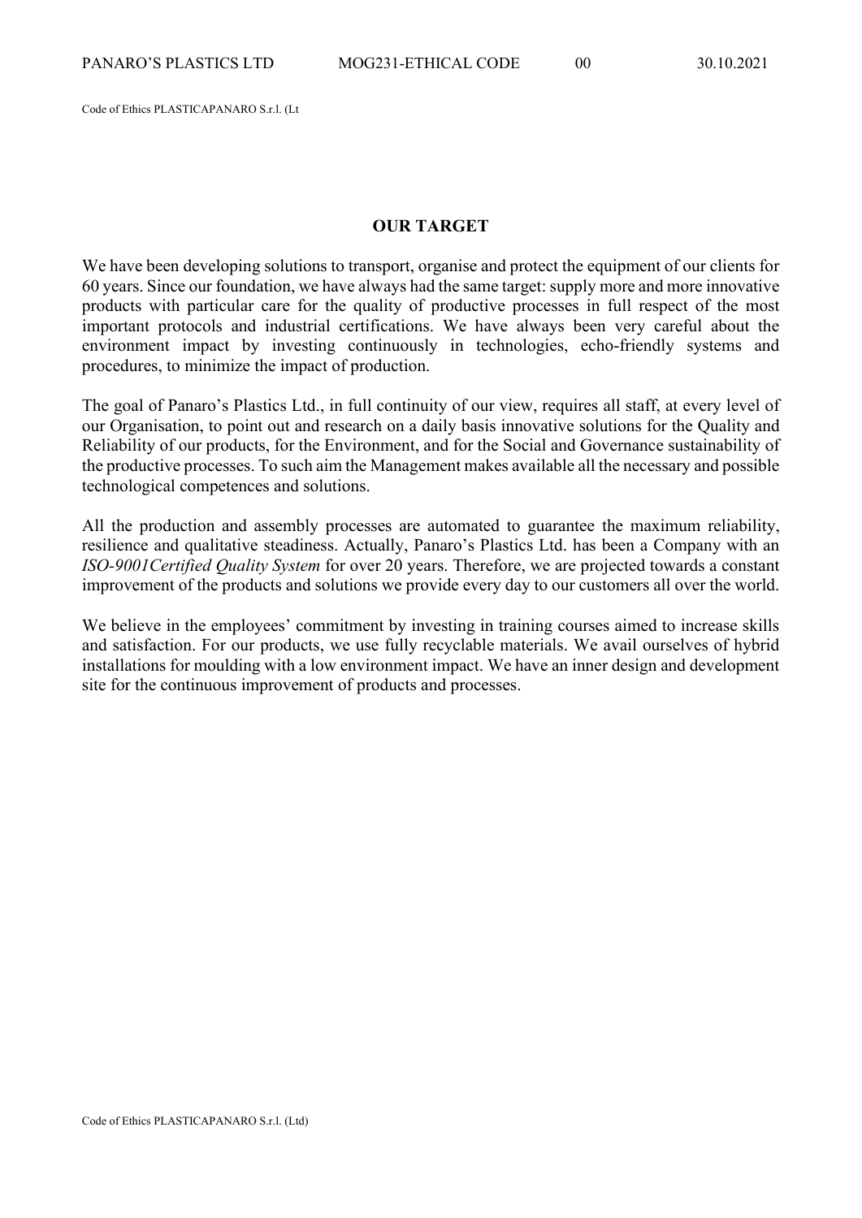## OUR TARGET

We have been developing solutions to transport, organise and protect the equipment of our clients for 60 years. Since our foundation, we have always had the same target: supply more and more innovative products with particular care for the quality of productive processes in full respect of the most important protocols and industrial certifications. We have always been very careful about the environment impact by investing continuously in technologies, echo-friendly systems and procedures, to minimize the impact of production.

The goal of Panaro's Plastics Ltd., in full continuity of our view, requires all staff, at every level of our Organisation, to point out and research on a daily basis innovative solutions for the Quality and Reliability of our products, for the Environment, and for the Social and Governance sustainability of the productive processes. To such aim the Management makes available all the necessary and possible technological competences and solutions.

All the production and assembly processes are automated to guarantee the maximum reliability, resilience and qualitative steadiness. Actually, Panaro's Plastics Ltd. has been a Company with an *ISO-9001Certified Quality System* for over 20 years. Therefore, we are projected towards a constant improvement of the products and solutions we provide every day to our customers all over the world.

We believe in the employees' commitment by investing in training courses aimed to increase skills and satisfaction. For our products, we use fully recyclable materials. We avail ourselves of hybrid installations for moulding with a low environment impact. We have an inner design and development site for the continuous improvement of products and processes.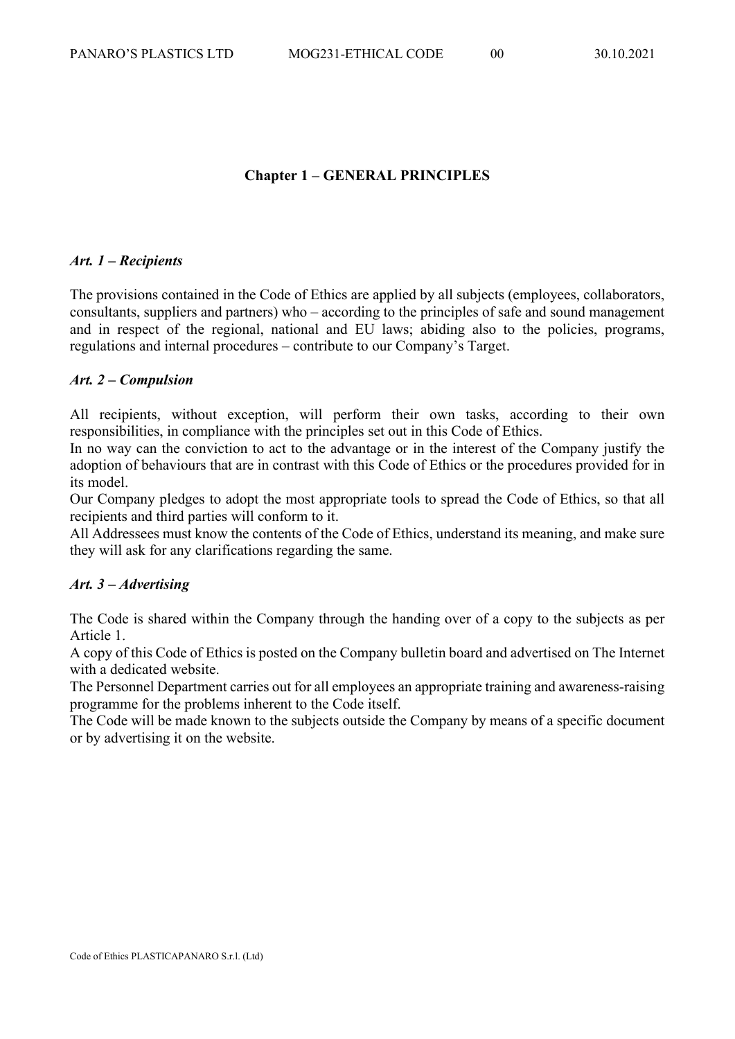## Chapter 1 – GENERAL PRINCIPLES

### *Art. 1 – Recipients*

The provisions contained in the Code of Ethics are applied by all subjects (employees, collaborators, consultants, suppliers and partners) who – according to the principles of safe and sound management and in respect of the regional, national and EU laws; abiding also to the policies, programs, regulations and internal procedures – contribute to our Company's Target.

### *Art. 2 – Compulsion*

All recipients, without exception, will perform their own tasks, according to their own responsibilities, in compliance with the principles set out in this Code of Ethics.
In no way can the conviction to act to the advantage or in the interest of the Company justify the adoption of behaviours that are in contrast with this Code of Ethics or the procedures provided for in its model.
Our Company pledges to adopt the most appropriate tools to spread the Code of Ethics, so that all recipients and third parties will conform to it.
All Addressees must know the contents of the Code of Ethics, understand its meaning, and make sure they will ask for any clarifications regarding the same.

### *Art. 3 – Advertising*

The Code is shared within the Company through the handing over of a copy to the subjects as per Article 1.
A copy of this Code of Ethics is posted on the Company bulletin board and advertised on The Internet with a dedicated website.
The Personnel Department carries out for all employees an appropriate training and awareness-raising programme for the problems inherent to the Code itself.
The Code will be made known to the subjects outside the Company by means of a specific document or by advertising it on the website.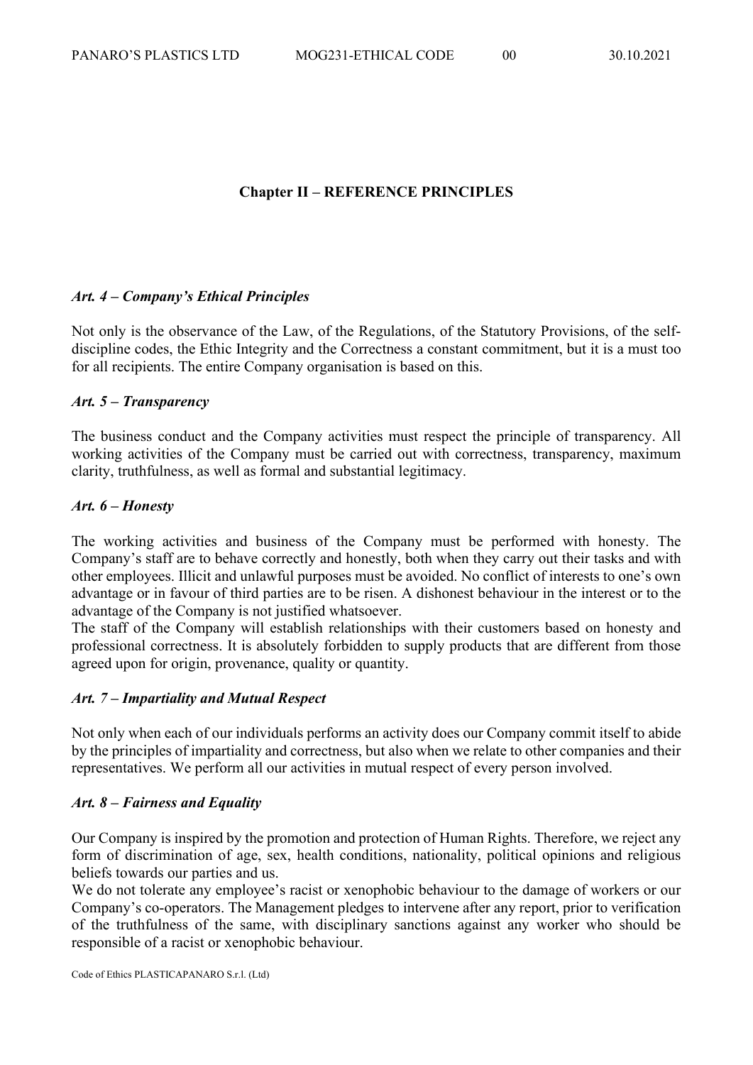## Chapter II – REFERENCE PRINCIPLES

### *Art. 4 – Company's Ethical Principles*

Not only is the observance of the Law, of the Regulations, of the Statutory Provisions, of the self-discipline codes, the Ethic Integrity and the Correctness a constant commitment, but it is a must too for all recipients. The entire Company organisation is based on this.

### *Art. 5 – Transparency*

The business conduct and the Company activities must respect the principle of transparency. All working activities of the Company must be carried out with correctness, transparency, maximum clarity, truthfulness, as well as formal and substantial legitimacy.

### *Art. 6 – Honesty*

The working activities and business of the Company must be performed with honesty. The Company's staff are to behave correctly and honestly, both when they carry out their tasks and with other employees. Illicit and unlawful purposes must be avoided. No conflict of interests to one's own advantage or in favour of third parties are to be risen. A dishonest behaviour in the interest or to the advantage of the Company is not justified whatsoever.

The staff of the Company will establish relationships with their customers based on honesty and professional correctness. It is absolutely forbidden to supply products that are different from those agreed upon for origin, provenance, quality or quantity.

### *Art. 7 – Impartiality and Mutual Respect*

Not only when each of our individuals performs an activity does our Company commit itself to abide by the principles of impartiality and correctness, but also when we relate to other companies and their representatives. We perform all our activities in mutual respect of every person involved.

### *Art. 8 – Fairness and Equality*

Our Company is inspired by the promotion and protection of Human Rights. Therefore, we reject any form of discrimination of age, sex, health conditions, nationality, political opinions and religious beliefs towards our parties and us.

We do not tolerate any employee's racist or xenophobic behaviour to the damage of workers or our Company's co-operators. The Management pledges to intervene after any report, prior to verification of the truthfulness of the same, with disciplinary sanctions against any worker who should be responsible of a racist or xenophobic behaviour.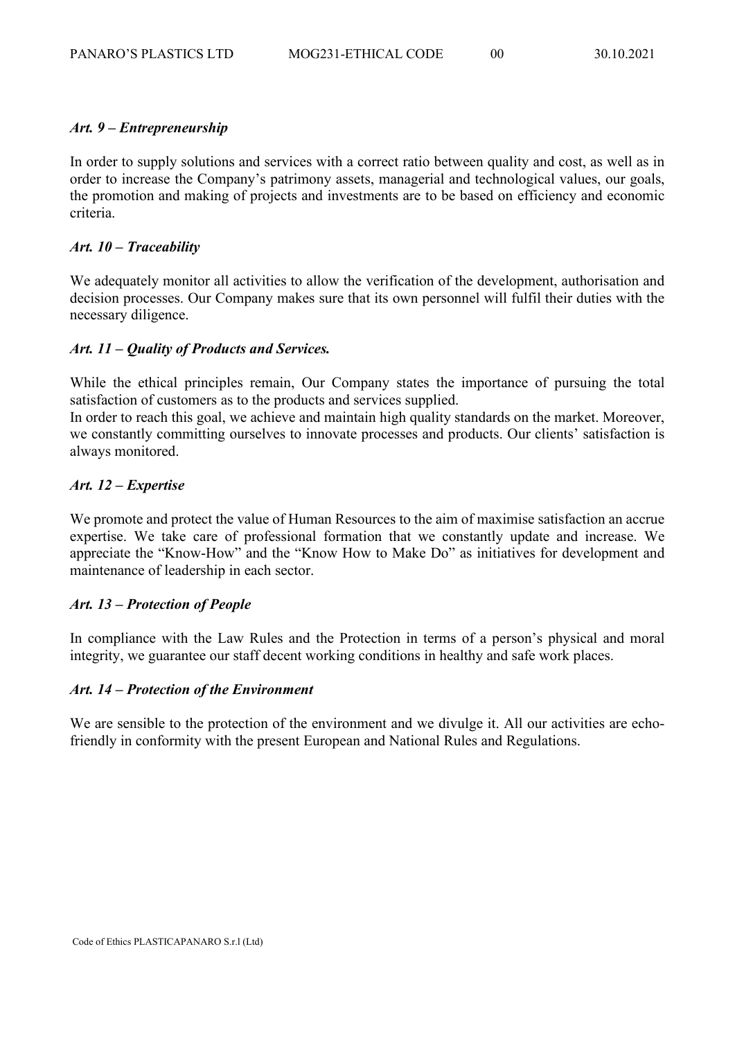### *Art. 9 – Entrepreneurship*

In order to supply solutions and services with a correct ratio between quality and cost, as well as in order to increase the Company's patrimony assets, managerial and technological values, our goals, the promotion and making of projects and investments are to be based on efficiency and economic criteria.

### *Art. 10 – Traceability*

We adequately monitor all activities to allow the verification of the development, authorisation and decision processes. Our Company makes sure that its own personnel will fulfil their duties with the necessary diligence.

### *Art. 11 – Quality of Products and Services.*

While the ethical principles remain, Our Company states the importance of pursuing the total satisfaction of customers as to the products and services supplied.
In order to reach this goal, we achieve and maintain high quality standards on the market. Moreover, we constantly committing ourselves to innovate processes and products. Our clients' satisfaction is always monitored.

### *Art. 12 – Expertise*

We promote and protect the value of Human Resources to the aim of maximise satisfaction an accrue expertise. We take care of professional formation that we constantly update and increase. We appreciate the "Know-How" and the "Know How to Make Do" as initiatives for development and maintenance of leadership in each sector.

### *Art. 13 – Protection of People*

In compliance with the Law Rules and the Protection in terms of a person's physical and moral integrity, we guarantee our staff decent working conditions in healthy and safe work places.

### *Art. 14 – Protection of the Environment*

We are sensible to the protection of the environment and we divulge it. All our activities are echo-friendly in conformity with the present European and National Rules and Regulations.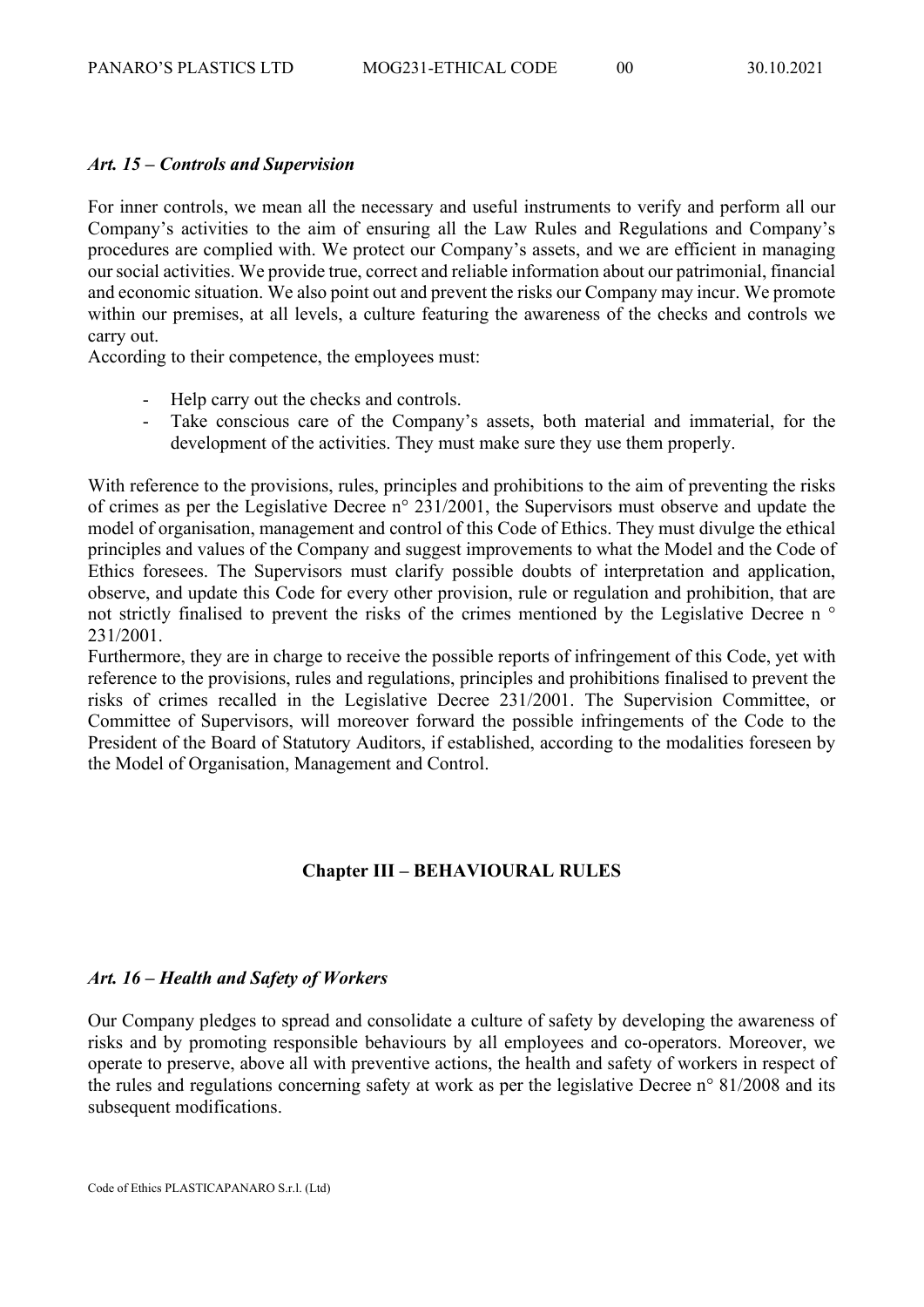### *Art. 15 – Controls and Supervision*

For inner controls, we mean all the necessary and useful instruments to verify and perform all our Company's activities to the aim of ensuring all the Law Rules and Regulations and Company's procedures are complied with. We protect our Company's assets, and we are efficient in managing our social activities. We provide true, correct and reliable information about our patrimonial, financial and economic situation. We also point out and prevent the risks our Company may incur. We promote within our premises, at all levels, a culture featuring the awareness of the checks and controls we carry out.
According to their competence, the employees must:

- Help carry out the checks and controls.
- Take conscious care of the Company's assets, both material and immaterial, for the development of the activities. They must make sure they use them properly.

With reference to the provisions, rules, principles and prohibitions to the aim of preventing the risks of crimes as per the Legislative Decree n° 231/2001, the Supervisors must observe and update the model of organisation, management and control of this Code of Ethics. They must divulge the ethical principles and values of the Company and suggest improvements to what the Model and the Code of Ethics foresees. The Supervisors must clarify possible doubts of interpretation and application, observe, and update this Code for every other provision, rule or regulation and prohibition, that are not strictly finalised to prevent the risks of the crimes mentioned by the Legislative Decree n ° 231/2001.
Furthermore, they are in charge to receive the possible reports of infringement of this Code, yet with reference to the provisions, rules and regulations, principles and prohibitions finalised to prevent the risks of crimes recalled in the Legislative Decree 231/2001. The Supervision Committee, or Committee of Supervisors, will moreover forward the possible infringements of the Code to the President of the Board of Statutory Auditors, if established, according to the modalities foreseen by the Model of Organisation, Management and Control.

## Chapter III – BEHAVIOURAL RULES

### *Art. 16 – Health and Safety of Workers*

Our Company pledges to spread and consolidate a culture of safety by developing the awareness of risks and by promoting responsible behaviours by all employees and co-operators. Moreover, we operate to preserve, above all with preventive actions, the health and safety of workers in respect of the rules and regulations concerning safety at work as per the legislative Decree n° 81/2008 and its subsequent modifications.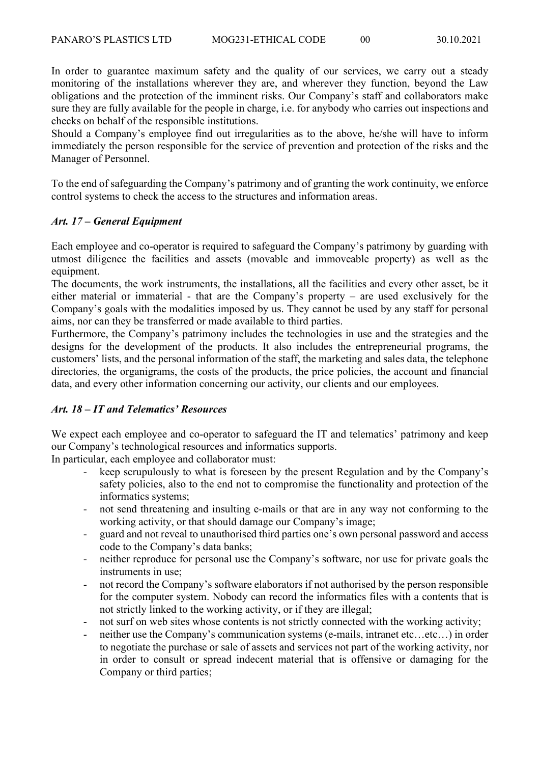In order to guarantee maximum safety and the quality of our services, we carry out a steady monitoring of the installations wherever they are, and wherever they function, beyond the Law obligations and the protection of the imminent risks. Our Company's staff and collaborators make sure they are fully available for the people in charge, i.e. for anybody who carries out inspections and checks on behalf of the responsible institutions.
Should a Company's employee find out irregularities as to the above, he/she will have to inform immediately the person responsible for the service of prevention and protection of the risks and the Manager of Personnel.

To the end of safeguarding the Company's patrimony and of granting the work continuity, we enforce control systems to check the access to the structures and information areas.

### *Art. 17 – General Equipment*

Each employee and co-operator is required to safeguard the Company's patrimony by guarding with utmost diligence the facilities and assets (movable and immoveable property) as well as the equipment.
The documents, the work instruments, the installations, all the facilities and every other asset, be it either material or immaterial - that are the Company's property – are used exclusively for the Company's goals with the modalities imposed by us. They cannot be used by any staff for personal aims, nor can they be transferred or made available to third parties.
Furthermore, the Company's patrimony includes the technologies in use and the strategies and the designs for the development of the products. It also includes the entrepreneurial programs, the customers' lists, and the personal information of the staff, the marketing and sales data, the telephone directories, the organigrams, the costs of the products, the price policies, the account and financial data, and every other information concerning our activity, our clients and our employees.

### *Art. 18 – IT and Telematics' Resources*

We expect each employee and co-operator to safeguard the IT and telematics' patrimony and keep our Company's technological resources and informatics supports.
In particular, each employee and collaborator must:

- keep scrupulously to what is foreseen by the present Regulation and by the Company's safety policies, also to the end not to compromise the functionality and protection of the informatics systems;
- not send threatening and insulting e-mails or that are in any way not conforming to the working activity, or that should damage our Company's image;
- guard and not reveal to unauthorised third parties one's own personal password and access code to the Company's data banks;
- neither reproduce for personal use the Company's software, nor use for private goals the instruments in use;
- not record the Company's software elaborators if not authorised by the person responsible for the computer system. Nobody can record the informatics files with a contents that is not strictly linked to the working activity, or if they are illegal;
- not surf on web sites whose contents is not strictly connected with the working activity;
- neither use the Company's communication systems (e-mails, intranet etc…etc…) in order to negotiate the purchase or sale of assets and services not part of the working activity, nor in order to consult or spread indecent material that is offensive or damaging for the Company or third parties;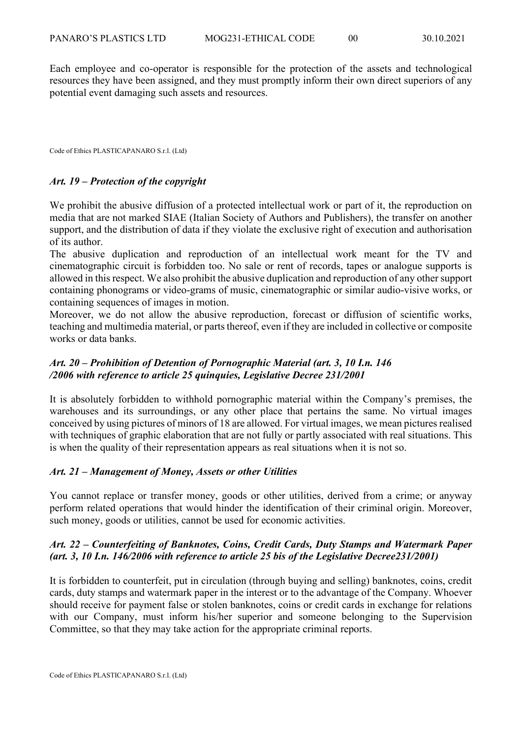Each employee and co-operator is responsible for the protection of the assets and technological resources they have been assigned, and they must promptly inform their own direct superiors of any potential event damaging such assets and resources.

### *Art. 19 – Protection of the copyright*

We prohibit the abusive diffusion of a protected intellectual work or part of it, the reproduction on media that are not marked SIAE (Italian Society of Authors and Publishers), the transfer on another support, and the distribution of data if they violate the exclusive right of execution and authorisation of its author.

The abusive duplication and reproduction of an intellectual work meant for the TV and cinematographic circuit is forbidden too. No sale or rent of records, tapes or analogue supports is allowed in this respect. We also prohibit the abusive duplication and reproduction of any other support containing phonograms or video-grams of music, cinematographic or similar audio-visive works, or containing sequences of images in motion.

Moreover, we do not allow the abusive reproduction, forecast or diffusion of scientific works, teaching and multimedia material, or parts thereof, even if they are included in collective or composite works or data banks.

### *Art. 20 – Prohibition of Detention of Pornographic Material (art. 3, 10 I.n. 146 /2006 with reference to article 25 quinquies, Legislative Decree 231/2001*

It is absolutely forbidden to withhold pornographic material within the Company's premises, the warehouses and its surroundings, or any other place that pertains the same. No virtual images conceived by using pictures of minors of 18 are allowed. For virtual images, we mean pictures realised with techniques of graphic elaboration that are not fully or partly associated with real situations. This is when the quality of their representation appears as real situations when it is not so.

### *Art. 21 – Management of Money, Assets or other Utilities*

You cannot replace or transfer money, goods or other utilities, derived from a crime; or anyway perform related operations that would hinder the identification of their criminal origin. Moreover, such money, goods or utilities, cannot be used for economic activities.

### *Art. 22 – Counterfeiting of Banknotes, Coins, Credit Cards, Duty Stamps and Watermark Paper (art. 3, 10 I.n. 146/2006 with reference to article 25 bis of the Legislative Decree231/2001)*

It is forbidden to counterfeit, put in circulation (through buying and selling) banknotes, coins, credit cards, duty stamps and watermark paper in the interest or to the advantage of the Company. Whoever should receive for payment false or stolen banknotes, coins or credit cards in exchange for relations with our Company, must inform his/her superior and someone belonging to the Supervision Committee, so that they may take action for the appropriate criminal reports.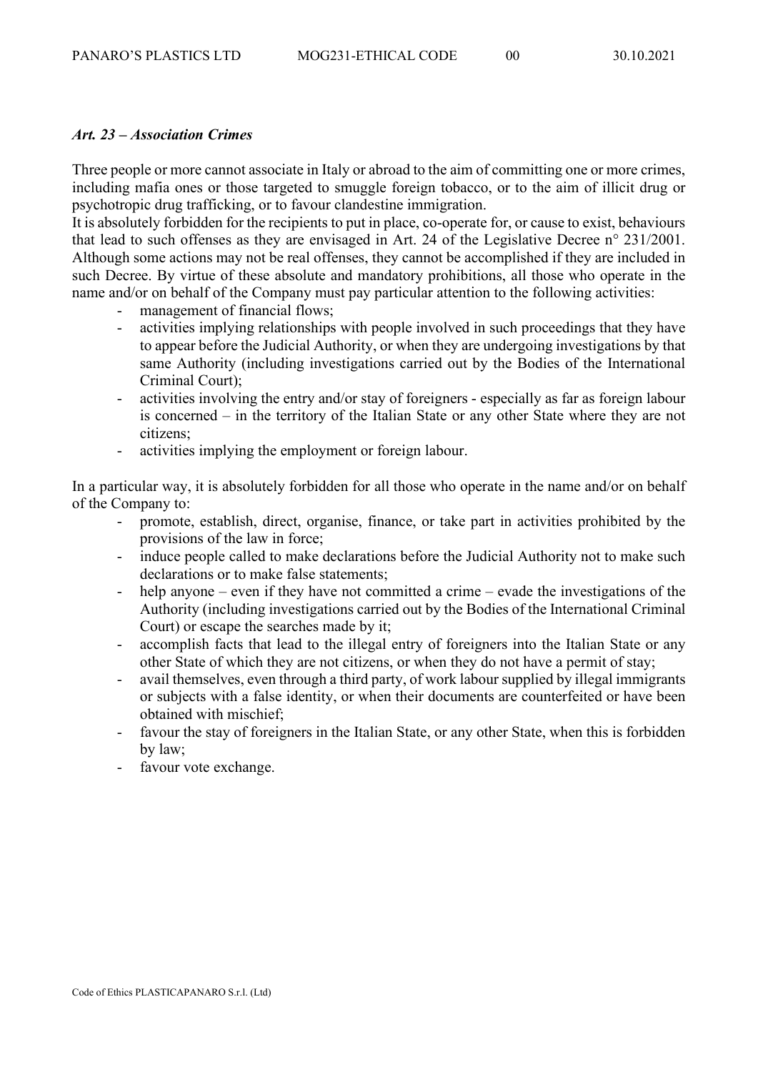### *Art. 23 – Association Crimes*

Three people or more cannot associate in Italy or abroad to the aim of committing one or more crimes, including mafia ones or those targeted to smuggle foreign tobacco, or to the aim of illicit drug or psychotropic drug trafficking, or to favour clandestine immigration.
It is absolutely forbidden for the recipients to put in place, co-operate for, or cause to exist, behaviours that lead to such offenses as they are envisaged in Art. 24 of the Legislative Decree n° 231/2001. Although some actions may not be real offenses, they cannot be accomplished if they are included in such Decree. By virtue of these absolute and mandatory prohibitions, all those who operate in the name and/or on behalf of the Company must pay particular attention to the following activities:

- management of financial flows;
- activities implying relationships with people involved in such proceedings that they have to appear before the Judicial Authority, or when they are undergoing investigations by that same Authority (including investigations carried out by the Bodies of the International Criminal Court);
- activities involving the entry and/or stay of foreigners - especially as far as foreign labour is concerned – in the territory of the Italian State or any other State where they are not citizens;
- activities implying the employment or foreign labour.

In a particular way, it is absolutely forbidden for all those who operate in the name and/or on behalf of the Company to:

- promote, establish, direct, organise, finance, or take part in activities prohibited by the provisions of the law in force;
- induce people called to make declarations before the Judicial Authority not to make such declarations or to make false statements;
- help anyone – even if they have not committed a crime – evade the investigations of the Authority (including investigations carried out by the Bodies of the International Criminal Court) or escape the searches made by it;
- accomplish facts that lead to the illegal entry of foreigners into the Italian State or any other State of which they are not citizens, or when they do not have a permit of stay;
- avail themselves, even through a third party, of work labour supplied by illegal immigrants or subjects with a false identity, or when their documents are counterfeited or have been obtained with mischief;
- favour the stay of foreigners in the Italian State, or any other State, when this is forbidden by law;
- favour vote exchange.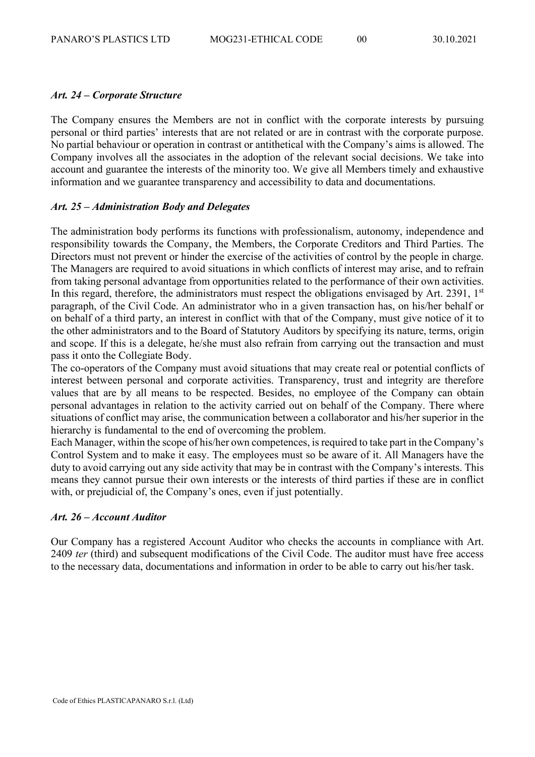### *Art. 24 – Corporate Structure*

The Company ensures the Members are not in conflict with the corporate interests by pursuing personal or third parties' interests that are not related or are in contrast with the corporate purpose. No partial behaviour or operation in contrast or antithetical with the Company's aims is allowed. The Company involves all the associates in the adoption of the relevant social decisions. We take into account and guarantee the interests of the minority too. We give all Members timely and exhaustive information and we guarantee transparency and accessibility to data and documentations.

### *Art. 25 – Administration Body and Delegates*

The administration body performs its functions with professionalism, autonomy, independence and responsibility towards the Company, the Members, the Corporate Creditors and Third Parties. The Directors must not prevent or hinder the exercise of the activities of control by the people in charge. The Managers are required to avoid situations in which conflicts of interest may arise, and to refrain from taking personal advantage from opportunities related to the performance of their own activities. In this regard, therefore, the administrators must respect the obligations envisaged by Art. 2391, 1st paragraph, of the Civil Code. An administrator who in a given transaction has, on his/her behalf or on behalf of a third party, an interest in conflict with that of the Company, must give notice of it to the other administrators and to the Board of Statutory Auditors by specifying its nature, terms, origin and scope. If this is a delegate, he/she must also refrain from carrying out the transaction and must pass it onto the Collegiate Body.

The co-operators of the Company must avoid situations that may create real or potential conflicts of interest between personal and corporate activities. Transparency, trust and integrity are therefore values that are by all means to be respected. Besides, no employee of the Company can obtain personal advantages in relation to the activity carried out on behalf of the Company. There where situations of conflict may arise, the communication between a collaborator and his/her superior in the hierarchy is fundamental to the end of overcoming the problem.

Each Manager, within the scope of his/her own competences, is required to take part in the Company's Control System and to make it easy. The employees must so be aware of it. All Managers have the duty to avoid carrying out any side activity that may be in contrast with the Company's interests. This means they cannot pursue their own interests or the interests of third parties if these are in conflict with, or prejudicial of, the Company's ones, even if just potentially.

### *Art. 26 – Account Auditor*

Our Company has a registered Account Auditor who checks the accounts in compliance with Art. 2409 *ter* (third) and subsequent modifications of the Civil Code. The auditor must have free access to the necessary data, documentations and information in order to be able to carry out his/her task.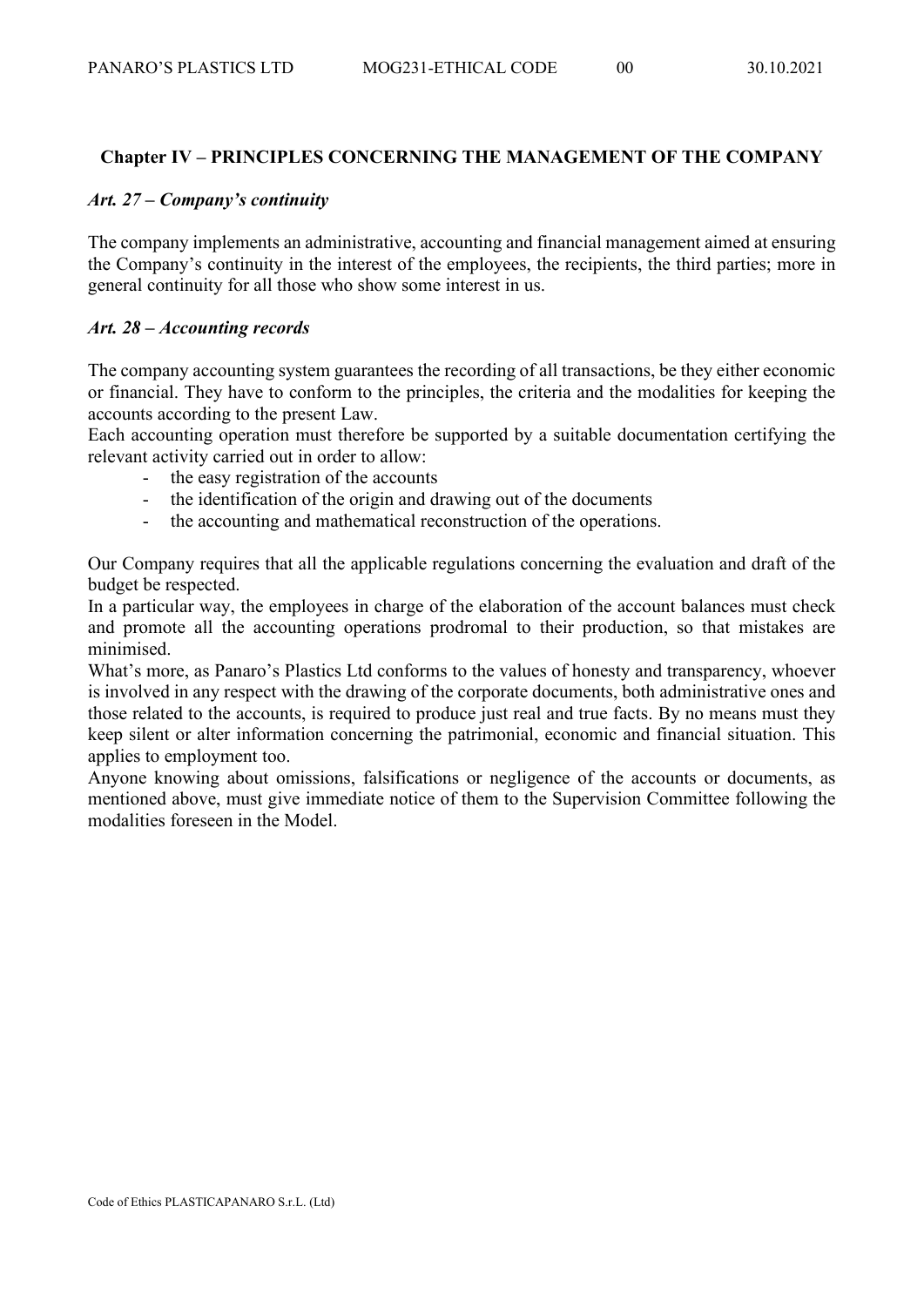## Chapter IV – PRINCIPLES CONCERNING THE MANAGEMENT OF THE COMPANY

### *Art. 27 – Company's continuity*

The company implements an administrative, accounting and financial management aimed at ensuring the Company's continuity in the interest of the employees, the recipients, the third parties; more in general continuity for all those who show some interest in us.

### *Art. 28 – Accounting records*

The company accounting system guarantees the recording of all transactions, be they either economic or financial. They have to conform to the principles, the criteria and the modalities for keeping the accounts according to the present Law.
Each accounting operation must therefore be supported by a suitable documentation certifying the relevant activity carried out in order to allow:

- the easy registration of the accounts
- the identification of the origin and drawing out of the documents
- the accounting and mathematical reconstruction of the operations.

Our Company requires that all the applicable regulations concerning the evaluation and draft of the budget be respected.
In a particular way, the employees in charge of the elaboration of the account balances must check and promote all the accounting operations prodromal to their production, so that mistakes are minimised.
What's more, as Panaro's Plastics Ltd conforms to the values of honesty and transparency, whoever is involved in any respect with the drawing of the corporate documents, both administrative ones and those related to the accounts, is required to produce just real and true facts. By no means must they keep silent or alter information concerning the patrimonial, economic and financial situation. This applies to employment too.
Anyone knowing about omissions, falsifications or negligence of the accounts or documents, as mentioned above, must give immediate notice of them to the Supervision Committee following the modalities foreseen in the Model.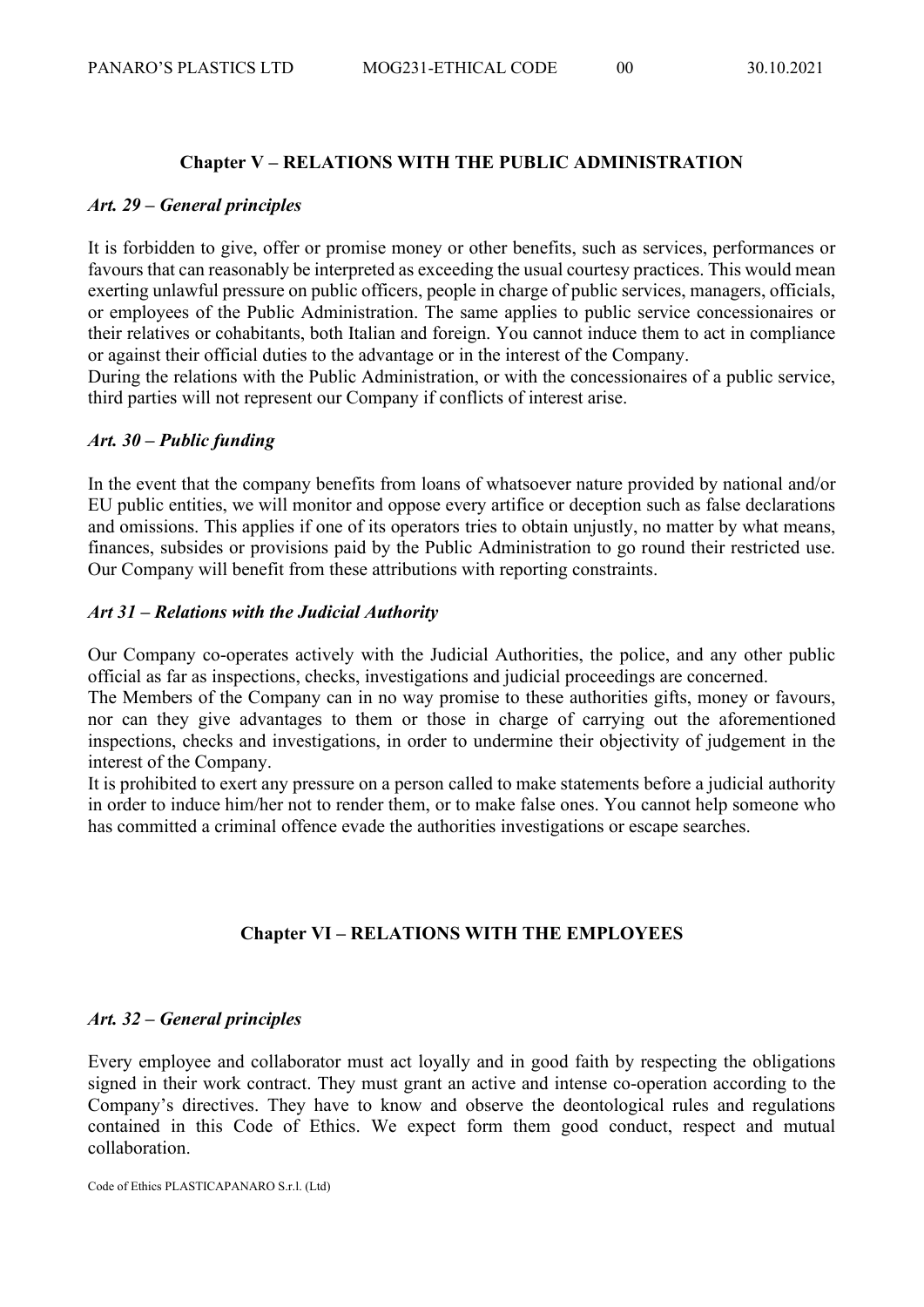## Chapter V – RELATIONS WITH THE PUBLIC ADMINISTRATION

### *Art. 29 – General principles*

It is forbidden to give, offer or promise money or other benefits, such as services, performances or favours that can reasonably be interpreted as exceeding the usual courtesy practices. This would mean exerting unlawful pressure on public officers, people in charge of public services, managers, officials, or employees of the Public Administration. The same applies to public service concessionaires or their relatives or cohabitants, both Italian and foreign. You cannot induce them to act in compliance or against their official duties to the advantage or in the interest of the Company.
During the relations with the Public Administration, or with the concessionaires of a public service, third parties will not represent our Company if conflicts of interest arise.

### *Art. 30 – Public funding*

In the event that the company benefits from loans of whatsoever nature provided by national and/or EU public entities, we will monitor and oppose every artifice or deception such as false declarations and omissions. This applies if one of its operators tries to obtain unjustly, no matter by what means, finances, subsides or provisions paid by the Public Administration to go round their restricted use. Our Company will benefit from these attributions with reporting constraints.

### *Art 31 – Relations with the Judicial Authority*

Our Company co-operates actively with the Judicial Authorities, the police, and any other public official as far as inspections, checks, investigations and judicial proceedings are concerned.
The Members of the Company can in no way promise to these authorities gifts, money or favours, nor can they give advantages to them or those in charge of carrying out the aforementioned inspections, checks and investigations, in order to undermine their objectivity of judgement in the interest of the Company.
It is prohibited to exert any pressure on a person called to make statements before a judicial authority in order to induce him/her not to render them, or to make false ones. You cannot help someone who has committed a criminal offence evade the authorities investigations or escape searches.

## Chapter VI – RELATIONS WITH THE EMPLOYEES

### *Art. 32 – General principles*

Every employee and collaborator must act loyally and in good faith by respecting the obligations signed in their work contract. They must grant an active and intense co-operation according to the Company's directives. They have to know and observe the deontological rules and regulations contained in this Code of Ethics. We expect form them good conduct, respect and mutual collaboration.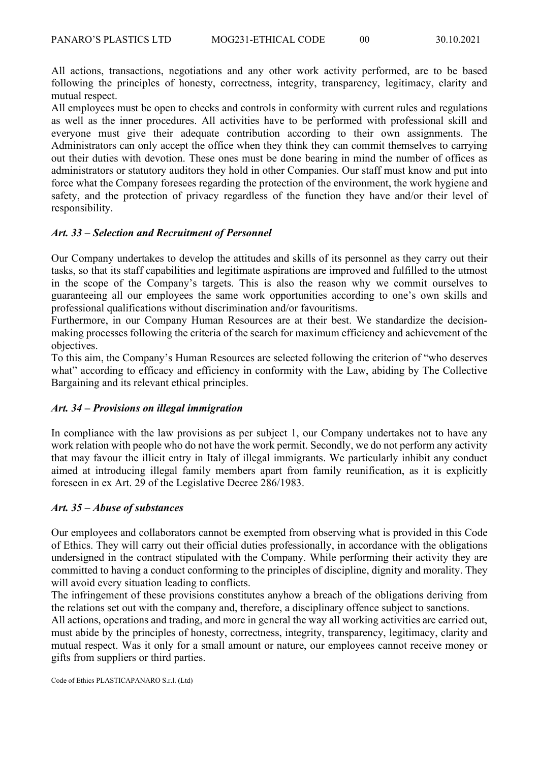All actions, transactions, negotiations and any other work activity performed, are to be based following the principles of honesty, correctness, integrity, transparency, legitimacy, clarity and mutual respect.

All employees must be open to checks and controls in conformity with current rules and regulations as well as the inner procedures. All activities have to be performed with professional skill and everyone must give their adequate contribution according to their own assignments. The Administrators can only accept the office when they think they can commit themselves to carrying out their duties with devotion. These ones must be done bearing in mind the number of offices as administrators or statutory auditors they hold in other Companies. Our staff must know and put into force what the Company foresees regarding the protection of the environment, the work hygiene and safety, and the protection of privacy regardless of the function they have and/or their level of responsibility.

### *Art. 33 – Selection and Recruitment of Personnel*

Our Company undertakes to develop the attitudes and skills of its personnel as they carry out their tasks, so that its staff capabilities and legitimate aspirations are improved and fulfilled to the utmost in the scope of the Company's targets. This is also the reason why we commit ourselves to guaranteeing all our employees the same work opportunities according to one's own skills and professional qualifications without discrimination and/or favouritisms.

Furthermore, in our Company Human Resources are at their best. We standardize the decision-making processes following the criteria of the search for maximum efficiency and achievement of the objectives.

To this aim, the Company's Human Resources are selected following the criterion of "who deserves what" according to efficacy and efficiency in conformity with the Law, abiding by The Collective Bargaining and its relevant ethical principles.

### *Art. 34 – Provisions on illegal immigration*

In compliance with the law provisions as per subject 1, our Company undertakes not to have any work relation with people who do not have the work permit. Secondly, we do not perform any activity that may favour the illicit entry in Italy of illegal immigrants. We particularly inhibit any conduct aimed at introducing illegal family members apart from family reunification, as it is explicitly foreseen in ex Art. 29 of the Legislative Decree 286/1983.

### *Art. 35 – Abuse of substances*

Our employees and collaborators cannot be exempted from observing what is provided in this Code of Ethics. They will carry out their official duties professionally, in accordance with the obligations undersigned in the contract stipulated with the Company. While performing their activity they are committed to having a conduct conforming to the principles of discipline, dignity and morality. They will avoid every situation leading to conflicts.

The infringement of these provisions constitutes anyhow a breach of the obligations deriving from the relations set out with the company and, therefore, a disciplinary offence subject to sanctions.

All actions, operations and trading, and more in general the way all working activities are carried out, must abide by the principles of honesty, correctness, integrity, transparency, legitimacy, clarity and mutual respect. Was it only for a small amount or nature, our employees cannot receive money or gifts from suppliers or third parties.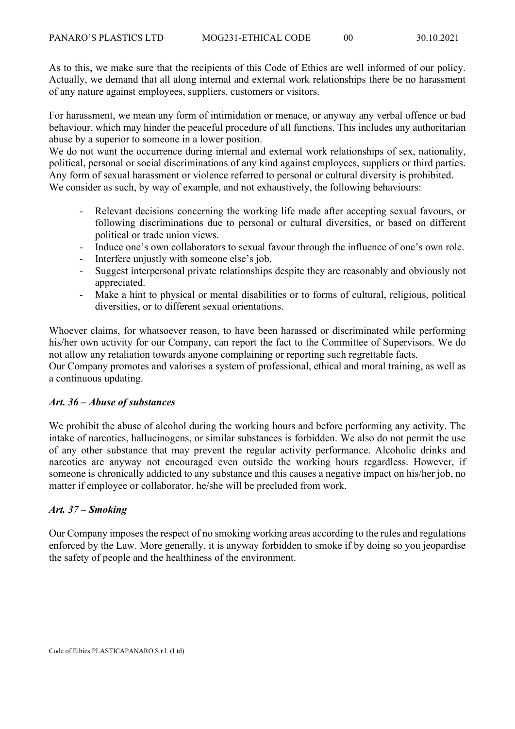As to this, we make sure that the recipients of this Code of Ethics are well informed of our policy. Actually, we demand that all along internal and external work relationships there be no harassment of any nature against employees, suppliers, customers or visitors.

For harassment, we mean any form of intimidation or menace, or anyway any verbal offence or bad behaviour, which may hinder the peaceful procedure of all functions. This includes any authoritarian abuse by a superior to someone in a lower position.
We do not want the occurrence during internal and external work relationships of sex, nationality, political, personal or social discriminations of any kind against employees, suppliers or third parties. Any form of sexual harassment or violence referred to personal or cultural diversity is prohibited.
We consider as such, by way of example, and not exhaustively, the following behaviours:

- Relevant decisions concerning the working life made after accepting sexual favours, or following discriminations due to personal or cultural diversities, or based on different political or trade union views.
- Induce one's own collaborators to sexual favour through the influence of one's own role.
- Interfere unjustly with someone else's job.
- Suggest interpersonal private relationships despite they are reasonably and obviously not appreciated.
- Make a hint to physical or mental disabilities or to forms of cultural, religious, political diversities, or to different sexual orientations.

Whoever claims, for whatsoever reason, to have been harassed or discriminated while performing his/her own activity for our Company, can report the fact to the Committee of Supervisors. We do not allow any retaliation towards anyone complaining or reporting such regrettable facts.
Our Company promotes and valorises a system of professional, ethical and moral training, as well as a continuous updating.

### *Art. 36 – Abuse of substances*

We prohibit the abuse of alcohol during the working hours and before performing any activity. The intake of narcotics, hallucinogens, or similar substances is forbidden. We also do not permit the use of any other substance that may prevent the regular activity performance. Alcoholic drinks and narcotics are anyway not encouraged even outside the working hours regardless. However, if someone is chronically addicted to any substance and this causes a negative impact on his/her job, no matter if employee or collaborator, he/she will be precluded from work.

### *Art. 37 – Smoking*

Our Company imposes the respect of no smoking working areas according to the rules and regulations enforced by the Law. More generally, it is anyway forbidden to smoke if by doing so you jeopardise the safety of people and the healthiness of the environment.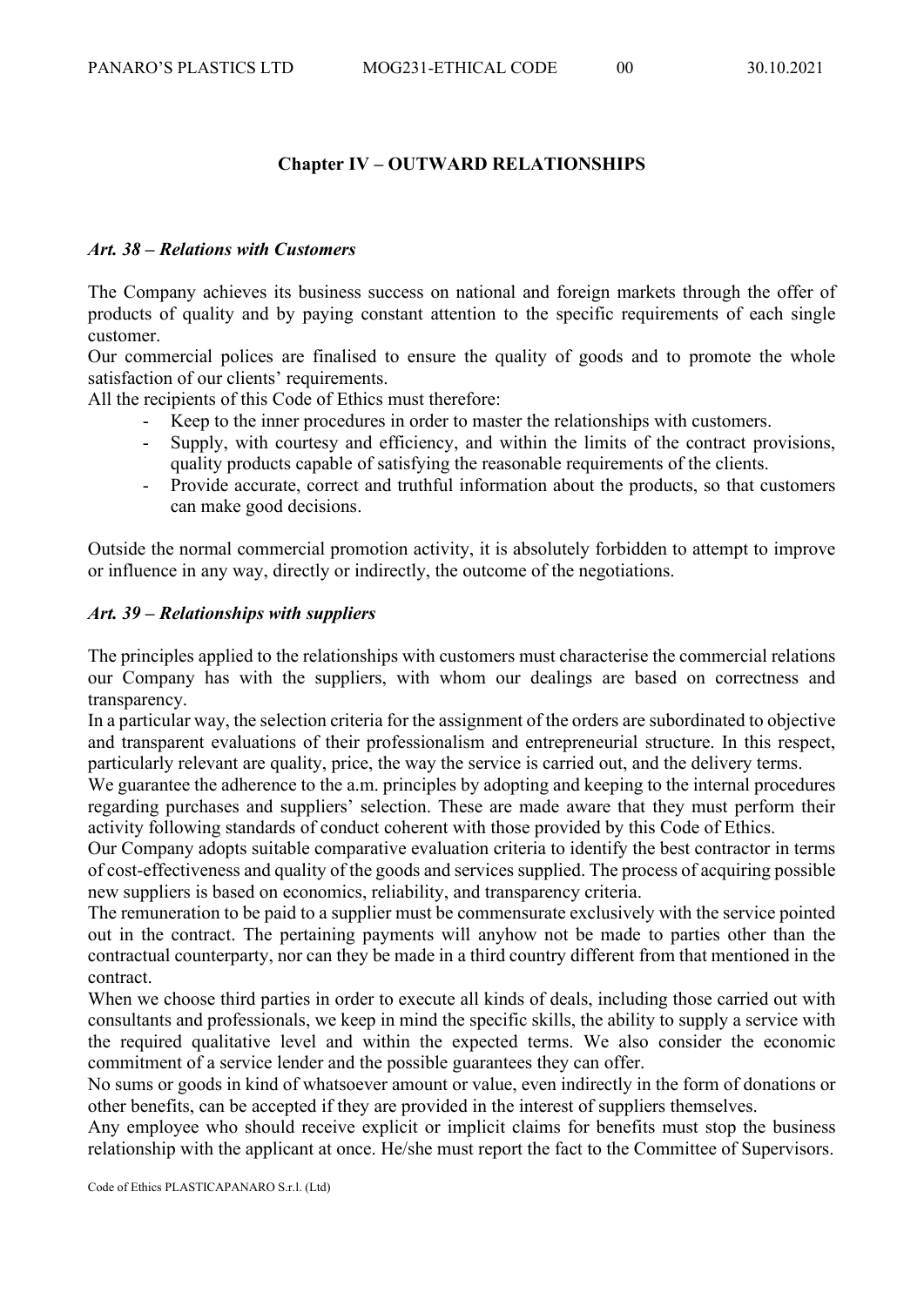## Chapter IV – OUTWARD RELATIONSHIPS

### *Art. 38 – Relations with Customers*

The Company achieves its business success on national and foreign markets through the offer of products of quality and by paying constant attention to the specific requirements of each single customer.
Our commercial polices are finalised to ensure the quality of goods and to promote the whole satisfaction of our clients' requirements.
All the recipients of this Code of Ethics must therefore:

- Keep to the inner procedures in order to master the relationships with customers.
- Supply, with courtesy and efficiency, and within the limits of the contract provisions, quality products capable of satisfying the reasonable requirements of the clients.
- Provide accurate, correct and truthful information about the products, so that customers can make good decisions.

Outside the normal commercial promotion activity, it is absolutely forbidden to attempt to improve or influence in any way, directly or indirectly, the outcome of the negotiations.

### *Art. 39 – Relationships with suppliers*

The principles applied to the relationships with customers must characterise the commercial relations our Company has with the suppliers, with whom our dealings are based on correctness and transparency.
In a particular way, the selection criteria for the assignment of the orders are subordinated to objective and transparent evaluations of their professionalism and entrepreneurial structure. In this respect, particularly relevant are quality, price, the way the service is carried out, and the delivery terms.
We guarantee the adherence to the a.m. principles by adopting and keeping to the internal procedures regarding purchases and suppliers' selection. These are made aware that they must perform their activity following standards of conduct coherent with those provided by this Code of Ethics.
Our Company adopts suitable comparative evaluation criteria to identify the best contractor in terms of cost-effectiveness and quality of the goods and services supplied. The process of acquiring possible new suppliers is based on economics, reliability, and transparency criteria.
The remuneration to be paid to a supplier must be commensurate exclusively with the service pointed out in the contract. The pertaining payments will anyhow not be made to parties other than the contractual counterparty, nor can they be made in a third country different from that mentioned in the contract.
When we choose third parties in order to execute all kinds of deals, including those carried out with consultants and professionals, we keep in mind the specific skills, the ability to supply a service with the required qualitative level and within the expected terms. We also consider the economic commitment of a service lender and the possible guarantees they can offer.
No sums or goods in kind of whatsoever amount or value, even indirectly in the form of donations or other benefits, can be accepted if they are provided in the interest of suppliers themselves.
Any employee who should receive explicit or implicit claims for benefits must stop the business relationship with the applicant at once. He/she must report the fact to the Committee of Supervisors.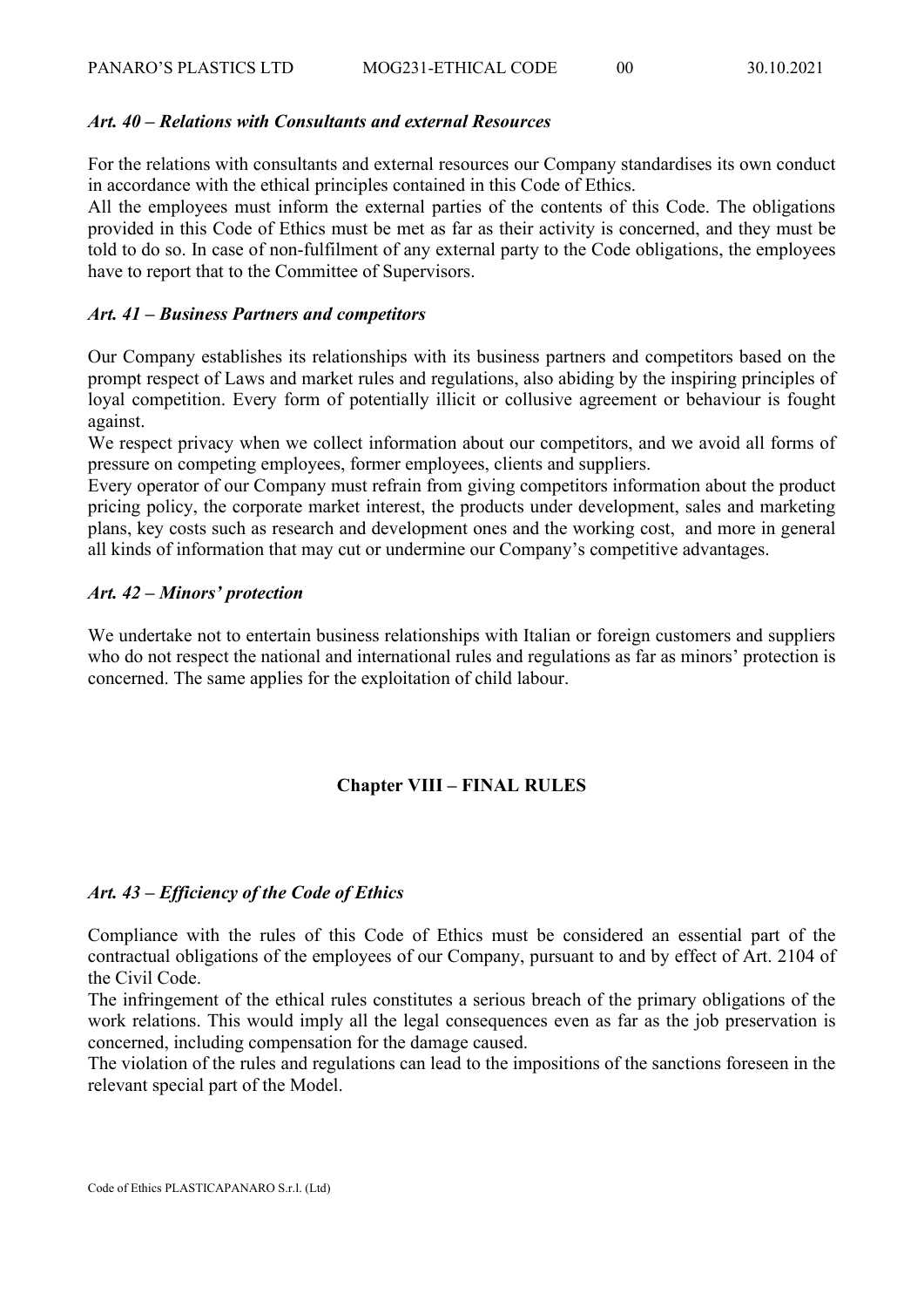### *Art. 40 – Relations with Consultants and external Resources*

For the relations with consultants and external resources our Company standardises its own conduct in accordance with the ethical principles contained in this Code of Ethics.
All the employees must inform the external parties of the contents of this Code. The obligations provided in this Code of Ethics must be met as far as their activity is concerned, and they must be told to do so. In case of non-fulfilment of any external party to the Code obligations, the employees have to report that to the Committee of Supervisors.

### *Art. 41 – Business Partners and competitors*

Our Company establishes its relationships with its business partners and competitors based on the prompt respect of Laws and market rules and regulations, also abiding by the inspiring principles of loyal competition. Every form of potentially illicit or collusive agreement or behaviour is fought against.
We respect privacy when we collect information about our competitors, and we avoid all forms of pressure on competing employees, former employees, clients and suppliers.
Every operator of our Company must refrain from giving competitors information about the product pricing policy, the corporate market interest, the products under development, sales and marketing plans, key costs such as research and development ones and the working cost, and more in general all kinds of information that may cut or undermine our Company's competitive advantages.

### *Art. 42 – Minors' protection*

We undertake not to entertain business relationships with Italian or foreign customers and suppliers who do not respect the national and international rules and regulations as far as minors' protection is concerned. The same applies for the exploitation of child labour.

## Chapter VIII – FINAL RULES

### *Art. 43 – Efficiency of the Code of Ethics*

Compliance with the rules of this Code of Ethics must be considered an essential part of the contractual obligations of the employees of our Company, pursuant to and by effect of Art. 2104 of the Civil Code.
The infringement of the ethical rules constitutes a serious breach of the primary obligations of the work relations. This would imply all the legal consequences even as far as the job preservation is concerned, including compensation for the damage caused.
The violation of the rules and regulations can lead to the impositions of the sanctions foreseen in the relevant special part of the Model.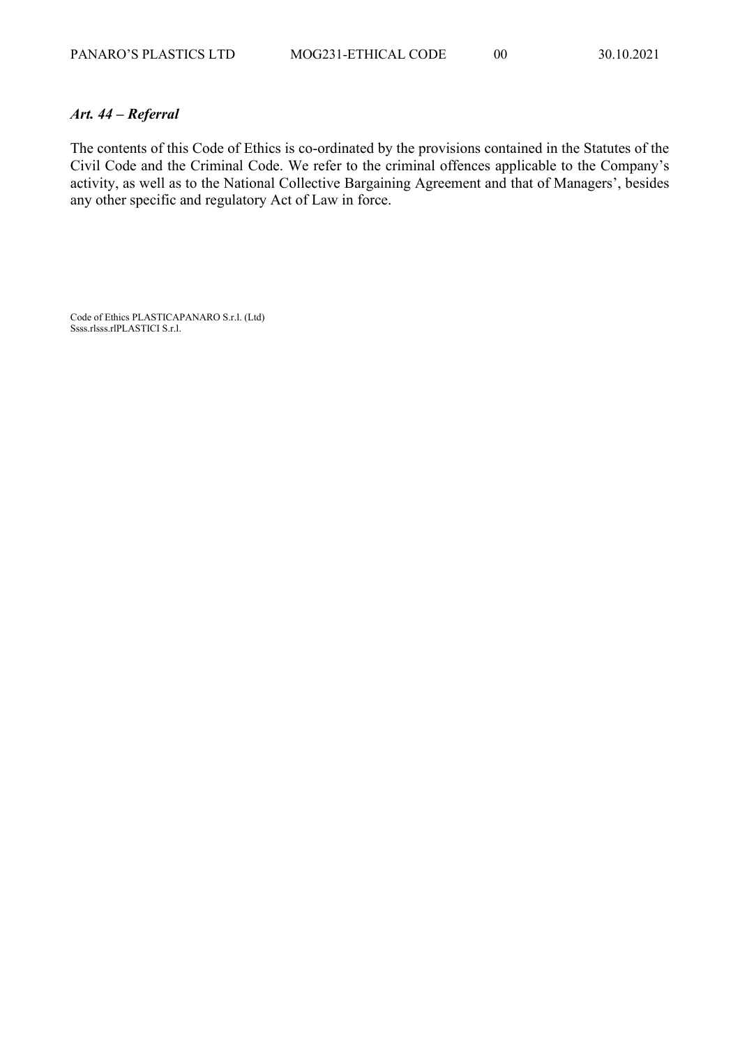### *Art. 44 – Referral*

The contents of this Code of Ethics is co-ordinated by the provisions contained in the Statutes of the Civil Code and the Criminal Code. We refer to the criminal offences applicable to the Company's activity, as well as to the National Collective Bargaining Agreement and that of Managers', besides any other specific and regulatory Act of Law in force.

Code of Ethics PLASTICAPANARO S.r.l. (Ltd)
Ssss.rlsss.rlPLASTICI S.r.l.